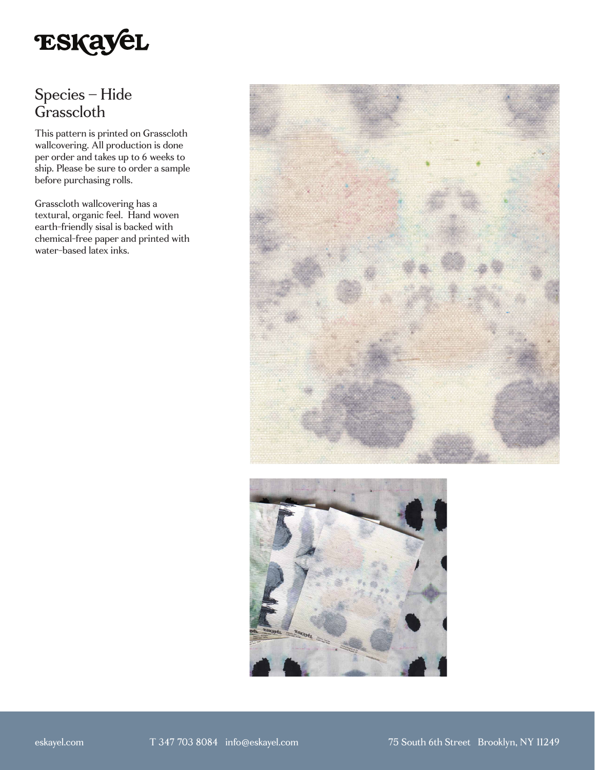# ESKAYEL

## Species – Hide Grasscloth

This pattern is printed on Grasscloth wallcovering. All production is done per order and takes up to 6 weeks to ship. Please be sure to order a sample before purchasing rolls.

Grasscloth wallcovering has a textural, organic feel. Hand woven earth-friendly sisal is backed with chemical-free paper and printed with water-based latex inks.

eskayel.com T 347 703 8084 info@eskayel.com 75 South 6th Street Brooklyn, NY 11249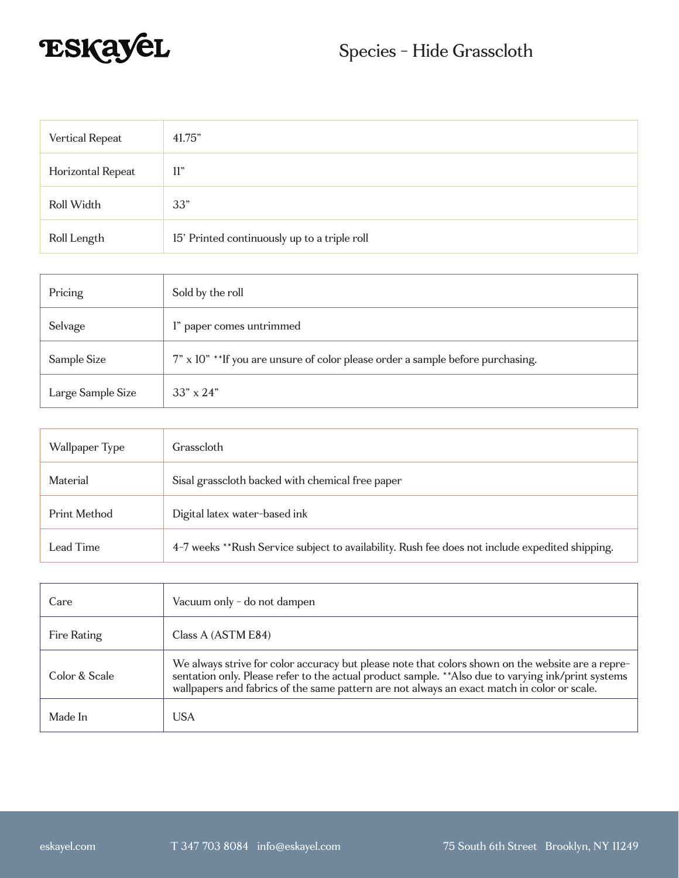# ESKAYEL

## Species - Hide Grasscloth

| | |
|---|---|
| Vertical Repeat | 41.75” |
| Horizontal Repeat | 11” |
| Roll Width | 33” |
| Roll Length | 15’ Printed continuously up to a triple roll |

| | |
|---|---|
| Pricing | Sold by the roll |
| Selvage | 1” paper comes untrimmed |
| Sample Size | 7” x 10” **If you are unsure of color please order a sample before purchasing. |
| Large Sample Size | 33” x 24” |

| | |
|---|---|
| Wallpaper Type | Grasscloth |
| Material | Sisal grasscloth backed with chemical free paper |
| Print Method | Digital latex water-based ink |
| Lead Time | 4-7 weeks **Rush Service subject to availability. Rush fee does not include expedited shipping. |

| | |
|---|---|
| Care | Vacuum only - do not dampen |
| Fire Rating | Class A (ASTM E84) |
| Color & Scale | We always strive for color accuracy but please note that colors shown on the website are a representation only. Please refer to the actual product sample. **Also due to varying ink/print systems wallpapers and fabrics of the same pattern are not always an exact match in color or scale. |
| Made In | USA |

eskayel.com T 347 703 8084 info@eskayel.com 75 South 6th Street Brooklyn, NY 11249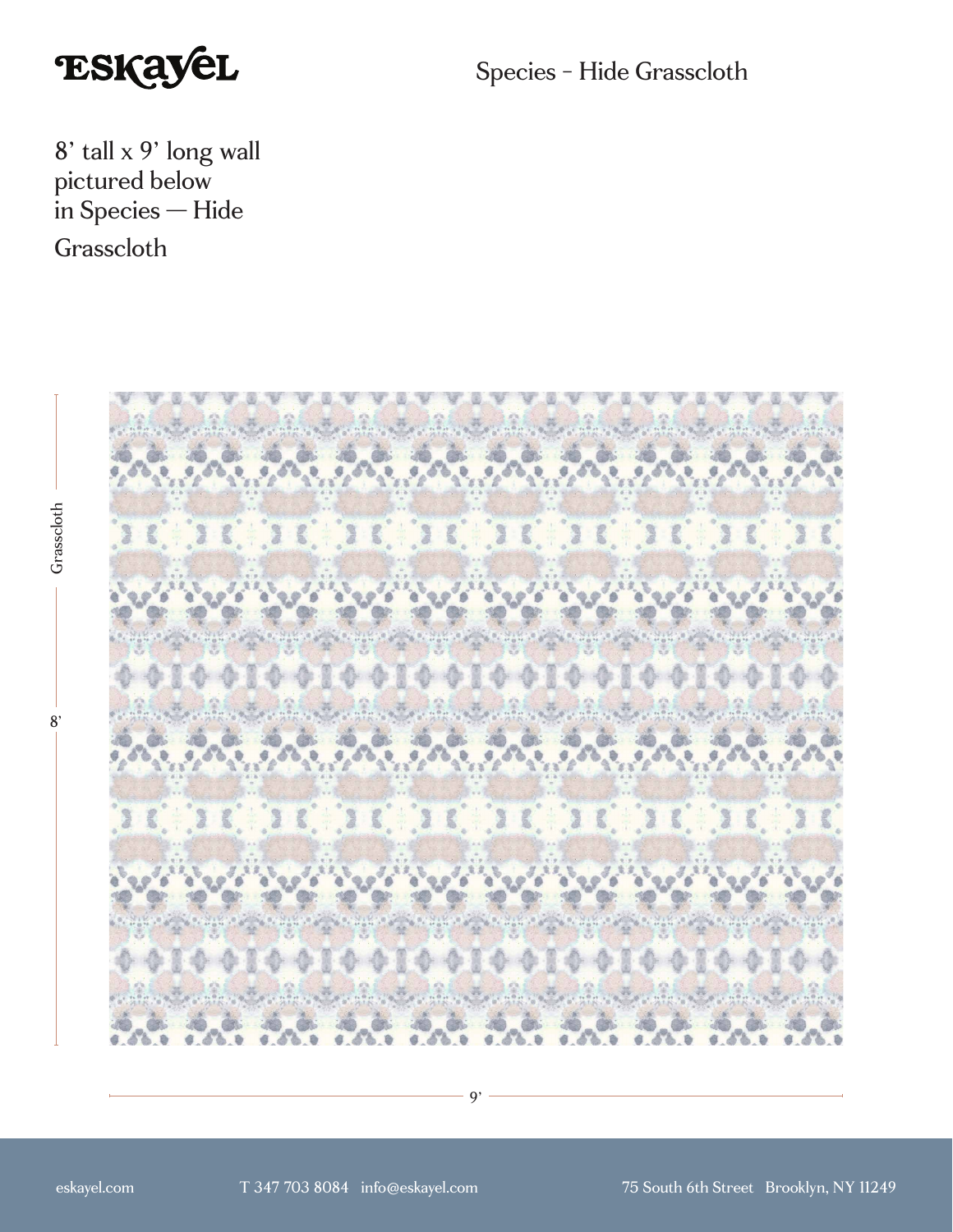Species - Hide Grasscloth

8' tall x 9' long wall pictured below in Species — Hide Grasscloth

Grasscloth

8'

9'

eskayel.com T 347 703 8084 info@eskayel.com 75 South 6th Street Brooklyn, NY 11249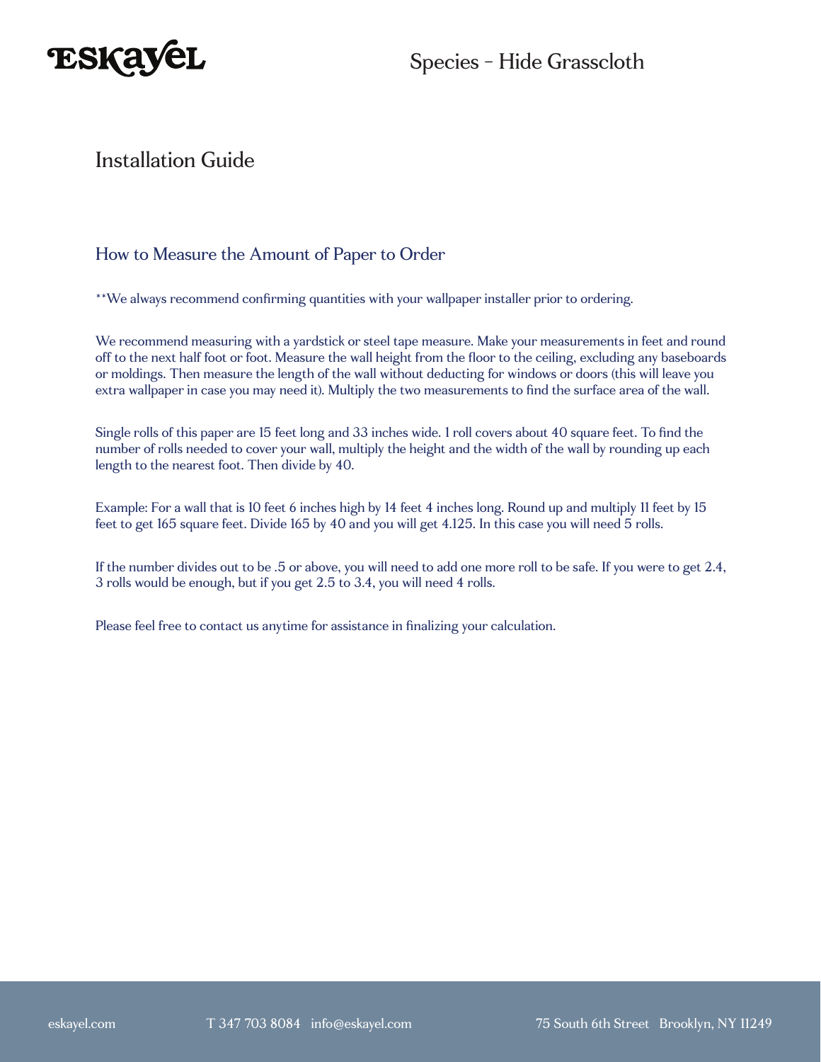# Installation Guide

## How to Measure the Amount of Paper to Order

**We always recommend confirming quantities with your wallpaper installer prior to ordering.

We recommend measuring with a yardstick or steel tape measure. Make your measurements in feet and round off to the next half foot or foot. Measure the wall height from the floor to the ceiling, excluding any baseboards or moldings. Then measure the length of the wall without deducting for windows or doors (this will leave you extra wallpaper in case you may need it). Multiply the two measurements to find the surface area of the wall.

Single rolls of this paper are 15 feet long and 33 inches wide. 1 roll covers about 40 square feet. To find the number of rolls needed to cover your wall, multiply the height and the width of the wall by rounding up each length to the nearest foot. Then divide by 40.

Example: For a wall that is 10 feet 6 inches high by 14 feet 4 inches long. Round up and multiply 11 feet by 15 feet to get 165 square feet. Divide 165 by 40 and you will get 4.125. In this case you will need 5 rolls.

If the number divides out to be .5 or above, you will need to add one more roll to be safe. If you were to get 2.4, 3 rolls would be enough, but if you get 2.5 to 3.4, you will need 4 rolls.

Please feel free to contact us anytime for assistance in finalizing your calculation.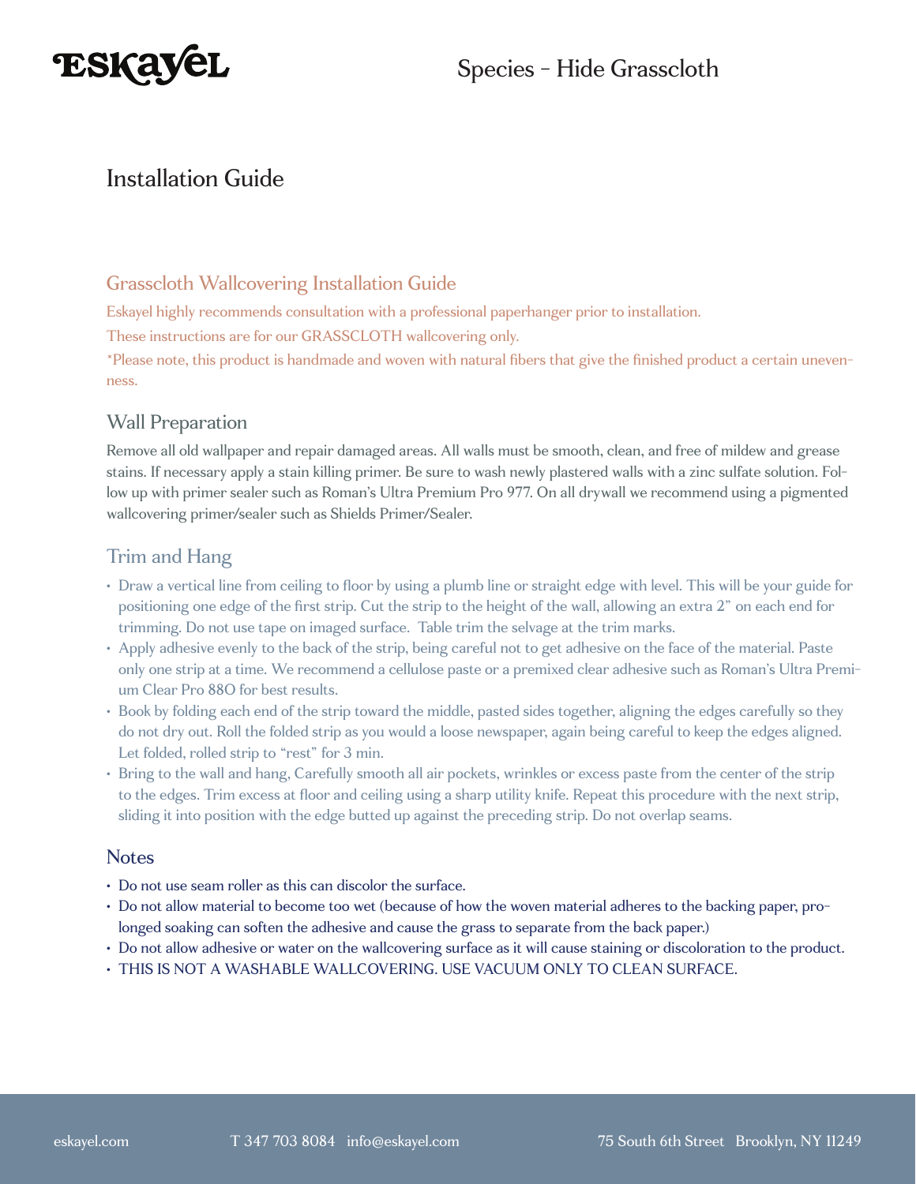Eskayel

Species - Hide Grasscloth

# Installation Guide

## Grasscloth Wallcovering Installation Guide

Eskayel highly recommends consultation with a professional paperhanger prior to installation.

These instructions are for our GRASSCLOTH wallcovering only.

*Please note, this product is handmade and woven with natural fibers that give the finished product a certain unevenness.

## Wall Preparation

Remove all old wallpaper and repair damaged areas. All walls must be smooth, clean, and free of mildew and grease stains. If necessary apply a stain killing primer. Be sure to wash newly plastered walls with a zinc sulfate solution. Follow up with primer sealer such as Roman's Ultra Premium Pro 977. On all drywall we recommend using a pigmented wallcovering primer/sealer such as Shields Primer/Sealer.

## Trim and Hang

- Draw a vertical line from ceiling to floor by using a plumb line or straight edge with level. This will be your guide for positioning one edge of the first strip. Cut the strip to the height of the wall, allowing an extra 2" on each end for trimming. Do not use tape on imaged surface. Table trim the selvage at the trim marks.
- Apply adhesive evenly to the back of the strip, being careful not to get adhesive on the face of the material. Paste only one strip at a time. We recommend a cellulose paste or a premixed clear adhesive such as Roman's Ultra Premium Clear Pro 880 for best results.
- Book by folding each end of the strip toward the middle, pasted sides together, aligning the edges carefully so they do not dry out. Roll the folded strip as you would a loose newspaper, again being careful to keep the edges aligned. Let folded, rolled strip to "rest" for 3 min.
- Bring to the wall and hang, Carefully smooth all air pockets, wrinkles or excess paste from the center of the strip to the edges. Trim excess at floor and ceiling using a sharp utility knife. Repeat this procedure with the next strip, sliding it into position with the edge butted up against the preceding strip. Do not overlap seams.

## Notes

- Do not use seam roller as this can discolor the surface.
- Do not allow material to become too wet (because of how the woven material adheres to the backing paper, prolonged soaking can soften the adhesive and cause the grass to separate from the back paper.)
- Do not allow adhesive or water on the wallcovering surface as it will cause staining or discoloration to the product.
- THIS IS NOT A WASHABLE WALLCOVERING. USE VACUUM ONLY TO CLEAN SURFACE.

eskayel.com T 347 703 8084 info@eskayel.com 75 South 6th Street Brooklyn, NY 11249